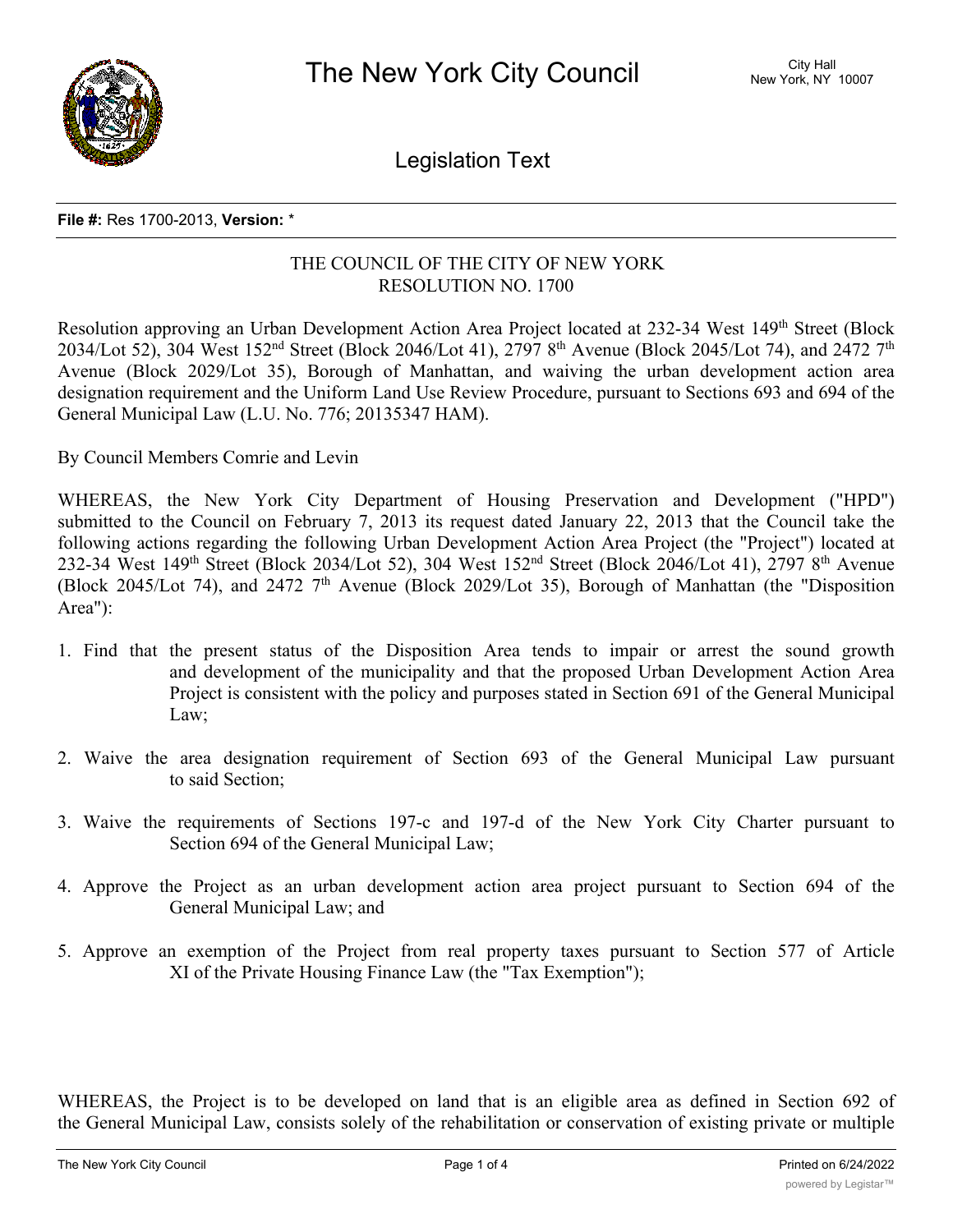**File #:** Res 1700-2013, **Version:** *

THE COUNCIL OF THE CITY OF NEW YORK
RESOLUTION NO. 1700

Resolution approving an Urban Development Action Area Project located at 232-34 West 149th Street (Block 2034/Lot 52), 304 West 152nd Street (Block 2046/Lot 41), 2797 8th Avenue (Block 2045/Lot 74), and 2472 7th Avenue (Block 2029/Lot 35), Borough of Manhattan, and waiving the urban development action area designation requirement and the Uniform Land Use Review Procedure, pursuant to Sections 693 and 694 of the General Municipal Law (L.U. No. 776; 20135347 HAM).

By Council Members Comrie and Levin

WHEREAS, the New York City Department of Housing Preservation and Development ("HPD") submitted to the Council on February 7, 2013 its request dated January 22, 2013 that the Council take the following actions regarding the following Urban Development Action Area Project (the "Project") located at 232-34 West 149th Street (Block 2034/Lot 52), 304 West 152nd Street (Block 2046/Lot 41), 2797 8th Avenue (Block 2045/Lot 74), and 2472 7th Avenue (Block 2029/Lot 35), Borough of Manhattan (the "Disposition Area"):

1. Find that the present status of the Disposition Area tends to impair or arrest the sound growth and development of the municipality and that the proposed Urban Development Action Area Project is consistent with the policy and purposes stated in Section 691 of the General Municipal Law;

2. Waive the area designation requirement of Section 693 of the General Municipal Law pursuant to said Section;

3. Waive the requirements of Sections 197-c and 197-d of the New York City Charter pursuant to Section 694 of the General Municipal Law;

4. Approve the Project as an urban development action area project pursuant to Section 694 of the General Municipal Law; and

5. Approve an exemption of the Project from real property taxes pursuant to Section 577 of Article XI of the Private Housing Finance Law (the "Tax Exemption");

WHEREAS, the Project is to be developed on land that is an eligible area as defined in Section 692 of the General Municipal Law, consists solely of the rehabilitation or conservation of existing private or multiple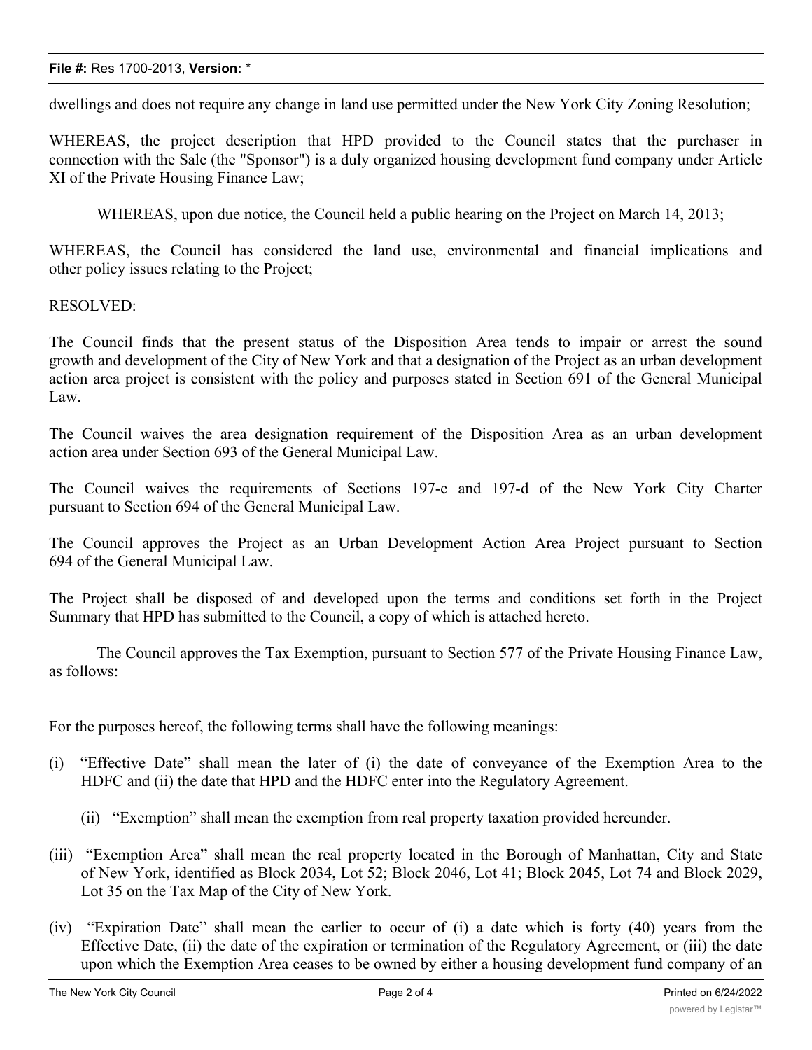dwellings and does not require any change in land use permitted under the New York City Zoning Resolution;

WHEREAS, the project description that HPD provided to the Council states that the purchaser in connection with the Sale (the "Sponsor") is a duly organized housing development fund company under Article XI of the Private Housing Finance Law;

WHEREAS, upon due notice, the Council held a public hearing on the Project on March 14, 2013;

WHEREAS, the Council has considered the land use, environmental and financial implications and other policy issues relating to the Project;

RESOLVED:

The Council finds that the present status of the Disposition Area tends to impair or arrest the sound growth and development of the City of New York and that a designation of the Project as an urban development action area project is consistent with the policy and purposes stated in Section 691 of the General Municipal Law.

The Council waives the area designation requirement of the Disposition Area as an urban development action area under Section 693 of the General Municipal Law.

The Council waives the requirements of Sections 197-c and 197-d of the New York City Charter pursuant to Section 694 of the General Municipal Law.

The Council approves the Project as an Urban Development Action Area Project pursuant to Section 694 of the General Municipal Law.

The Project shall be disposed of and developed upon the terms and conditions set forth in the Project Summary that HPD has submitted to the Council, a copy of which is attached hereto.

The Council approves the Tax Exemption, pursuant to Section 577 of the Private Housing Finance Law, as follows:

For the purposes hereof, the following terms shall have the following meanings:

(i) "Effective Date" shall mean the later of (i) the date of conveyance of the Exemption Area to the HDFC and (ii) the date that HPD and the HDFC enter into the Regulatory Agreement.

(ii) "Exemption" shall mean the exemption from real property taxation provided hereunder.

(iii) "Exemption Area" shall mean the real property located in the Borough of Manhattan, City and State of New York, identified as Block 2034, Lot 52; Block 2046, Lot 41; Block 2045, Lot 74 and Block 2029, Lot 35 on the Tax Map of the City of New York.

(iv) "Expiration Date" shall mean the earlier to occur of (i) a date which is forty (40) years from the Effective Date, (ii) the date of the expiration or termination of the Regulatory Agreement, or (iii) the date upon which the Exemption Area ceases to be owned by either a housing development fund company of an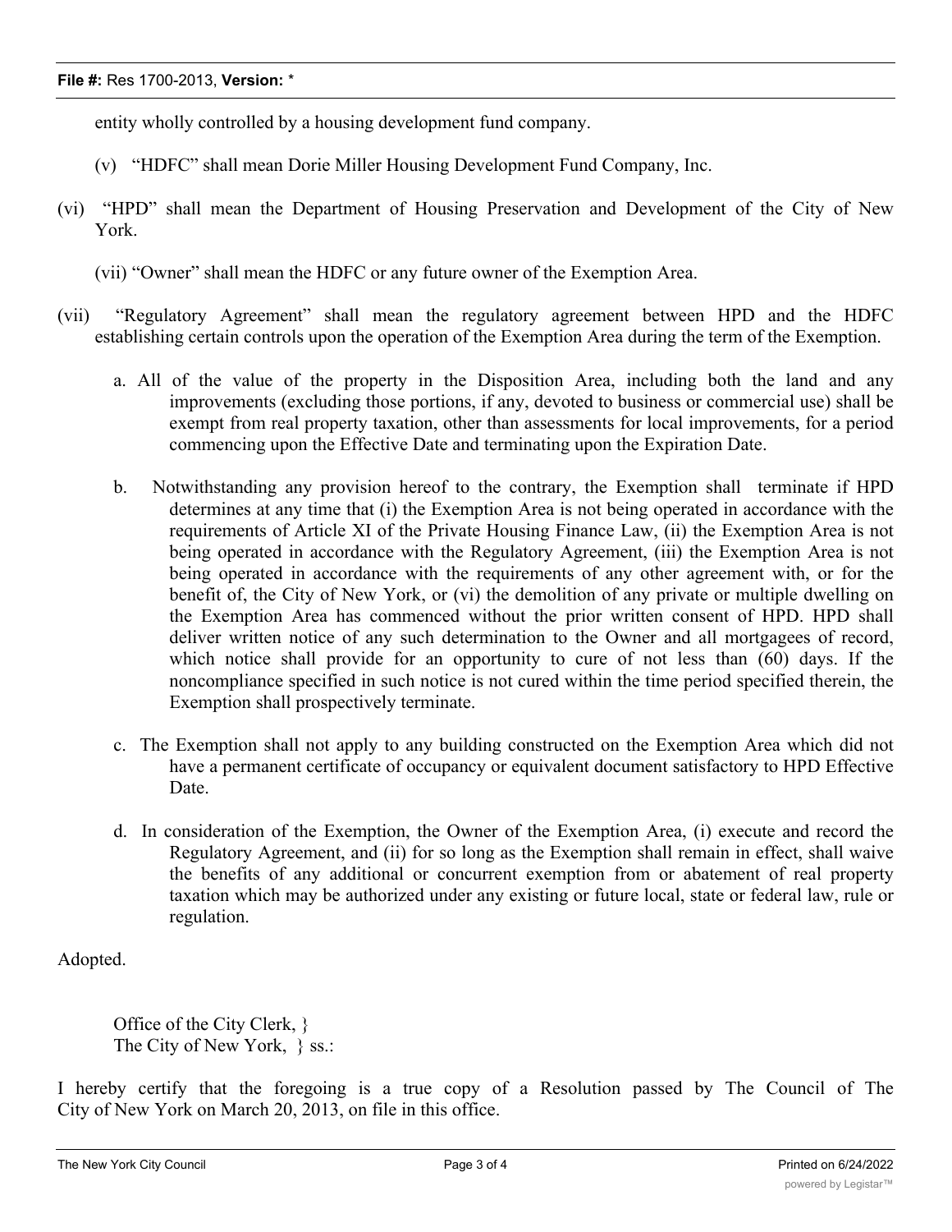entity wholly controlled by a housing development fund company.

(v) "HDFC" shall mean Dorie Miller Housing Development Fund Company, Inc.

(vi) "HPD" shall mean the Department of Housing Preservation and Development of the City of New York.

(vii) "Owner" shall mean the HDFC or any future owner of the Exemption Area.

(vii) "Regulatory Agreement" shall mean the regulatory agreement between HPD and the HDFC establishing certain controls upon the operation of the Exemption Area during the term of the Exemption.

a. All of the value of the property in the Disposition Area, including both the land and any improvements (excluding those portions, if any, devoted to business or commercial use) shall be exempt from real property taxation, other than assessments for local improvements, for a period commencing upon the Effective Date and terminating upon the Expiration Date.

b. Notwithstanding any provision hereof to the contrary, the Exemption shall terminate if HPD determines at any time that (i) the Exemption Area is not being operated in accordance with the requirements of Article XI of the Private Housing Finance Law, (ii) the Exemption Area is not being operated in accordance with the Regulatory Agreement, (iii) the Exemption Area is not being operated in accordance with the requirements of any other agreement with, or for the benefit of, the City of New York, or (vi) the demolition of any private or multiple dwelling on the Exemption Area has commenced without the prior written consent of HPD. HPD shall deliver written notice of any such determination to the Owner and all mortgagees of record, which notice shall provide for an opportunity to cure of not less than (60) days. If the noncompliance specified in such notice is not cured within the time period specified therein, the Exemption shall prospectively terminate.

c. The Exemption shall not apply to any building constructed on the Exemption Area which did not have a permanent certificate of occupancy or equivalent document satisfactory to HPD Effective Date.

d. In consideration of the Exemption, the Owner of the Exemption Area, (i) execute and record the Regulatory Agreement, and (ii) for so long as the Exemption shall remain in effect, shall waive the benefits of any additional or concurrent exemption from or abatement of real property taxation which may be authorized under any existing or future local, state or federal law, rule or regulation.

Adopted.

Office of the City Clerk, }
The City of New York, } ss.:

I hereby certify that the foregoing is a true copy of a Resolution passed by The Council of The City of New York on March 20, 2013, on file in this office.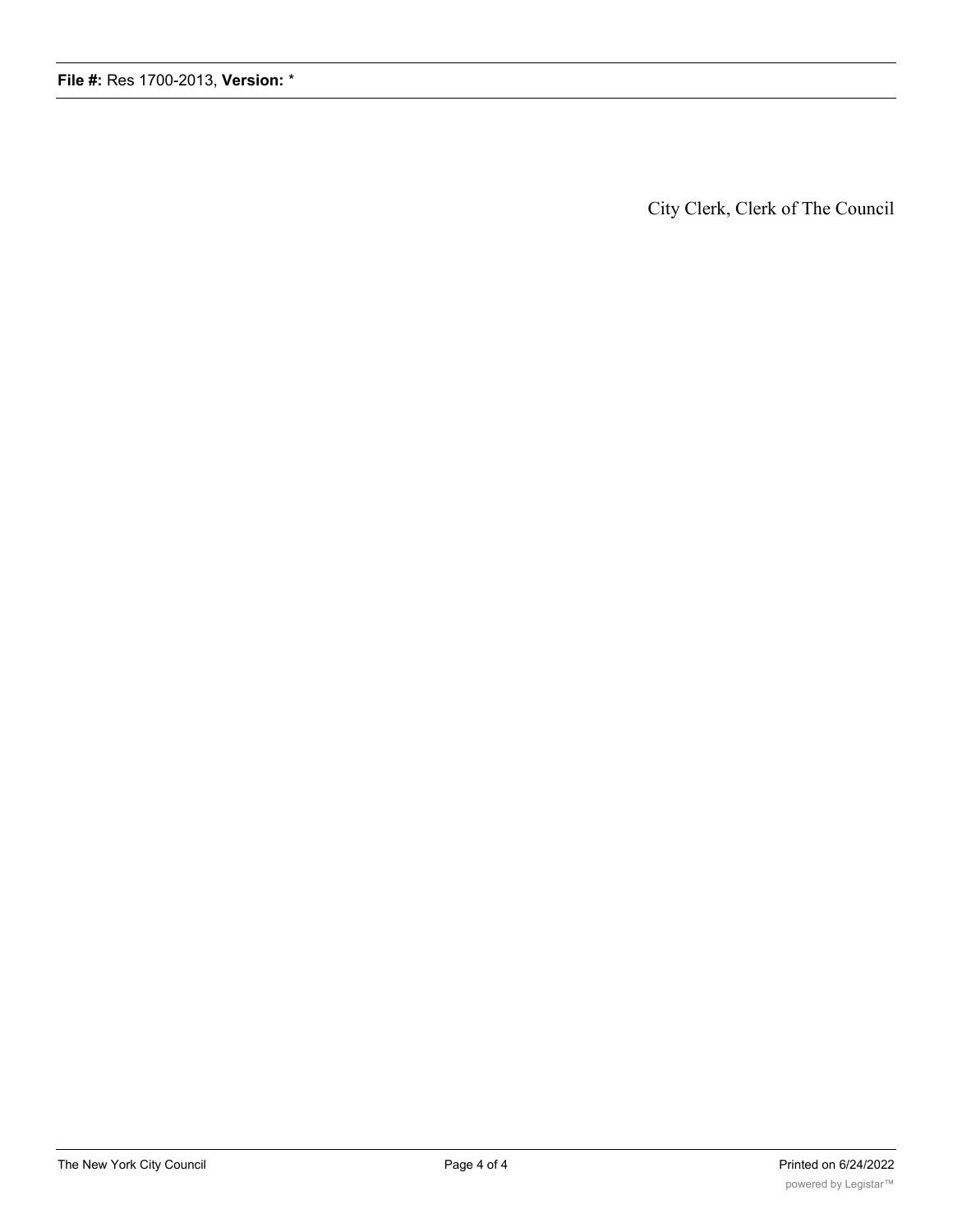City Clerk, Clerk of The Council